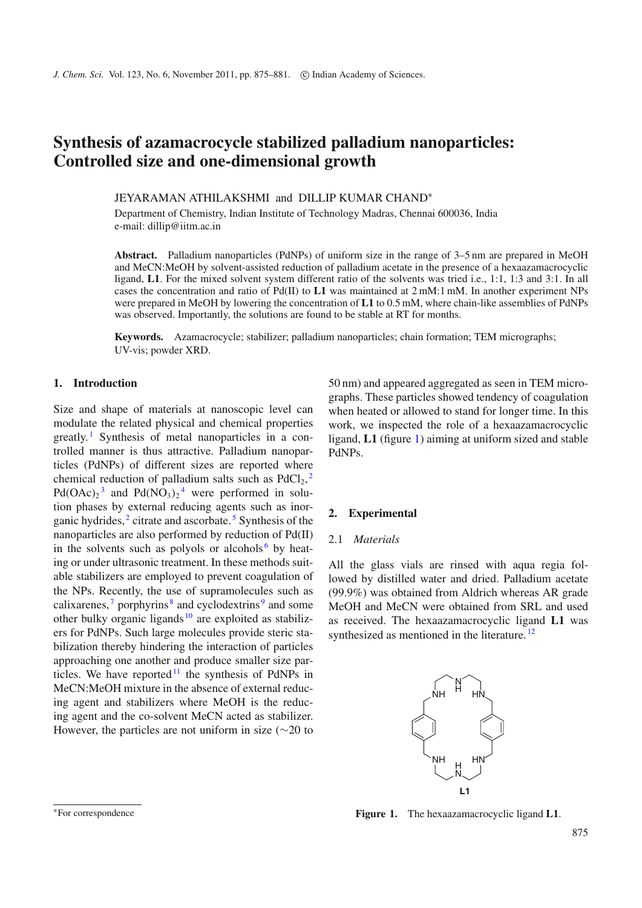# Synthesis of azamacrocycle stabilized palladium nanoparticles: Controlled size and one-dimensional growth

JEYARAMAN ATHILAKSHMI and DILLIP KUMAR CHAND*

Department of Chemistry, Indian Institute of Technology Madras, Chennai 600036, India
e-mail: dillip@iitm.ac.in

**Abstract.** Palladium nanoparticles (PdNPs) of uniform size in the range of 3–5 nm are prepared in MeOH and MeCN:MeOH by solvent-assisted reduction of palladium acetate in the presence of a hexaazamacrocyclic ligand, **L1**. For the mixed solvent system different ratio of the solvents was tried i.e., 1:1, 1:3 and 3:1. In all cases the concentration and ratio of Pd(II) to **L1** was maintained at 2 mM:1 mM. In another experiment NPs were prepared in MeOH by lowering the concentration of **L1** to 0.5 mM, where chain-like assemblies of PdNPs was observed. Importantly, the solutions are found to be stable at RT for months.

**Keywords.** Azamacrocycle; stabilizer; palladium nanoparticles; chain formation; TEM micrographs; UV-vis; powder XRD.

## 1. Introduction

Size and shape of materials at nanoscopic level can modulate the related physical and chemical properties greatly.[1] Synthesis of metal nanoparticles in a controlled manner is thus attractive. Palladium nanoparticles (PdNPs) of different sizes are reported where chemical reduction of palladium salts such as $PdCl_2$,[2] $Pd(OAc)_2$[3] and $Pd(NO_3)_2$[4] were performed in solution phases by external reducing agents such as inorganic hydrides,[2] citrate and ascorbate.[5] Synthesis of the nanoparticles are also performed by reduction of Pd(II) in the solvents such as polyols or alcohols[6] by heating or under ultrasonic treatment. In these methods suitable stabilizers are employed to prevent coagulation of the NPs. Recently, the use of supramolecules such as calixarenes,[7] porphyrins[8] and cyclodextrins[9] and some other bulky organic ligands[10] are exploited as stabilizers for PdNPs. Such large molecules provide steric stabilization thereby hindering the interaction of particles approaching one another and produce smaller size particles. We have reported[11] the synthesis of PdNPs in MeCN:MeOH mixture in the absence of external reducing agent and stabilizers where MeOH is the reducing agent and the co-solvent MeCN acted as stabilizer. However, the particles are not uniform in size (∼20 to 50 nm) and appeared aggregated as seen in TEM micrographs. These particles showed tendency of coagulation when heated or allowed to stand for longer time. In this work, we inspected the role of a hexaazamacrocyclic ligand, **L1** (figure 1) aiming at uniform sized and stable PdNPs.

## 2. Experimental

### 2.1 *Materials*

All the glass vials are rinsed with aqua regia followed by distilled water and dried. Palladium acetate (99.9%) was obtained from Aldrich whereas AR grade MeOH and MeCN were obtained from SRL and used as received. The hexaazamacrocyclic ligand **L1** was synthesized as mentioned in the literature.[12]

**Figure 1.** The hexaazamacrocyclic ligand **L1**.

*For correspondence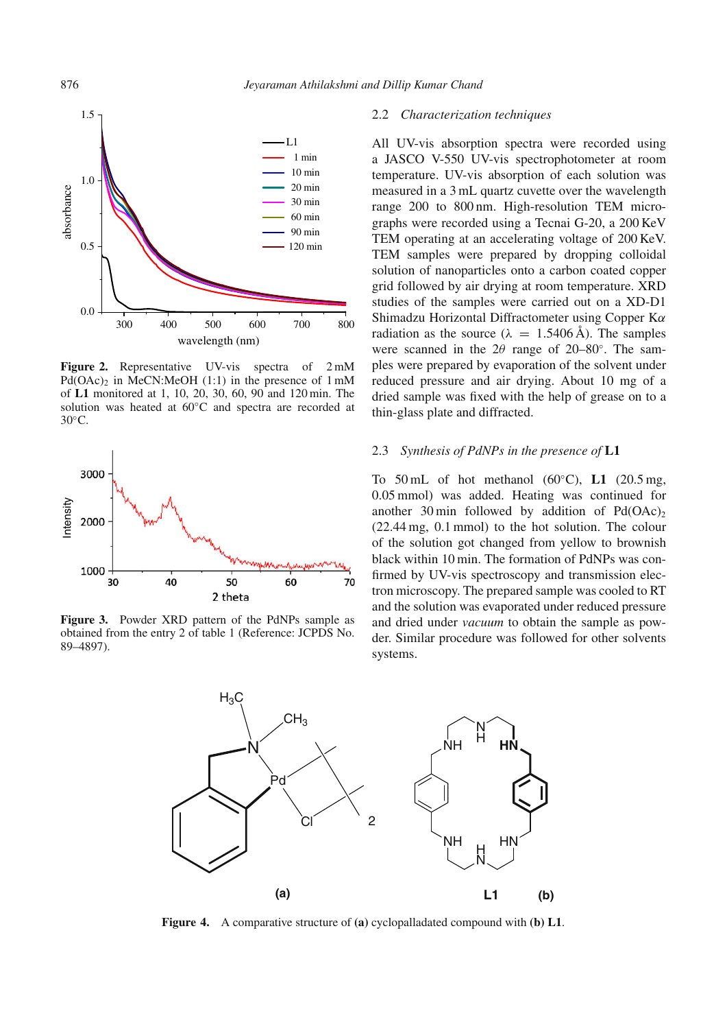Figure 2. Representative UV-vis spectra of 2 mM $Pd(OAc)_2$ in MeCN:MeOH (1:1) in the presence of 1 mM of **L1** monitored at 1, 10, 20, 30, 60, 90 and 120 min. The solution was heated at 60°C and spectra are recorded at 30°C.

Figure 3. Powder XRD pattern of the PdNPs sample as obtained from the entry 2 of table 1 (Reference: JCPDS No. 89–4897).

### 2.2 *Characterization techniques*

All UV-vis absorption spectra were recorded using a JASCO V-550 UV-vis spectrophotometer at room temperature. UV-vis absorption of each solution was measured in a 3 mL quartz cuvette over the wavelength range 200 to 800 nm. High-resolution TEM micrographs were recorded using a Tecnai G-20, a 200 KeV TEM operating at an accelerating voltage of 200 KeV. TEM samples were prepared by dropping colloidal solution of nanoparticles onto a carbon coated copper grid followed by air drying at room temperature. XRD studies of the samples were carried out on a XD-D1 Shimadzu Horizontal Diffractometer using Copper K$\alpha$ radiation as the source ($\lambda$ = 1.5406 Å). The samples were scanned in the $2\theta$ range of 20–80°. The samples were prepared by evaporation of the solvent under reduced pressure and air drying. About 10 mg of a dried sample was fixed with the help of grease on to a thin-glass plate and diffracted.

### 2.3 *Synthesis of PdNPs in the presence of* **L1**

To 50 mL of hot methanol (60°C), **L1** (20.5 mg, 0.05 mmol) was added. Heating was continued for another 30 min followed by addition of $Pd(OAc)_2$ (22.44 mg, 0.1 mmol) to the hot solution. The colour of the solution got changed from yellow to brownish black within 10 min. The formation of PdNPs was confirmed by UV-vis spectroscopy and transmission electron microscopy. The prepared sample was cooled to RT and the solution was evaporated under reduced pressure and dried under *vacuum* to obtain the sample as powder. Similar procedure was followed for other solvents systems.

Figure 4. A comparative structure of **(a)** cyclopalladated compound with **(b) L1**.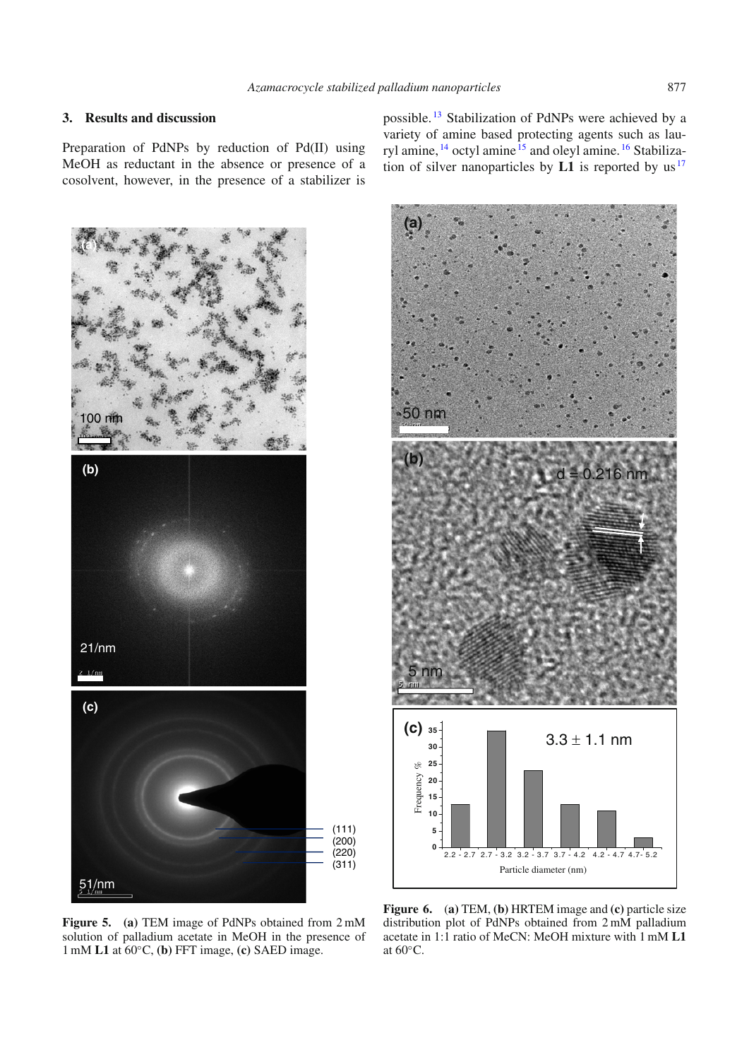## 3. Results and discussion

Preparation of PdNPs by reduction of Pd(II) using MeOH as reductant in the absence or presence of a cosolvent, however, in the presence of a stabilizer is possible.[13] Stabilization of PdNPs were achieved by a variety of amine based protecting agents such as lauryl amine,[14] octyl amine[15] and oleyl amine.[16] Stabilization of silver nanoparticles by **L1** is reported by us[17]

**Figure 5.** (**a**) TEM image of PdNPs obtained from 2 mM solution of palladium acetate in MeOH in the presence of 1 mM **L1** at 60°C, (**b**) FFT image, (**c**) SAED image.

**Figure 6.** (**a**) TEM, (**b**) HRTEM image and (**c**) particle size distribution plot of PdNPs obtained from 2 mM palladium acetate in 1:1 ratio of MeCN: MeOH mixture with 1 mM **L1** at 60°C.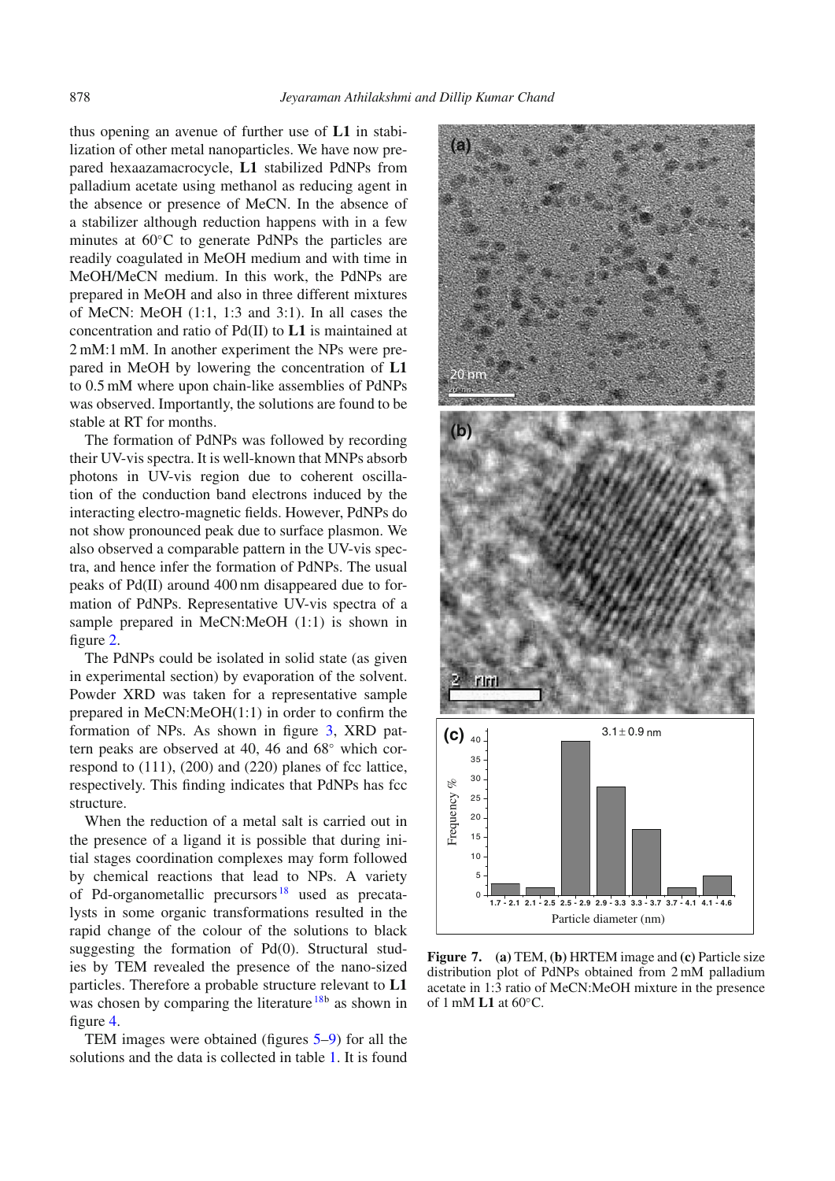thus opening an avenue of further use of **L1** in stabilization of other metal nanoparticles. We have now prepared hexaazamacrocycle, **L1** stabilized PdNPs from palladium acetate using methanol as reducing agent in the absence or presence of MeCN. In the absence of a stabilizer although reduction happens with in a few minutes at 60°C to generate PdNPs the particles are readily coagulated in MeOH medium and with time in MeOH/MeCN medium. In this work, the PdNPs are prepared in MeOH and also in three different mixtures of MeCN: MeOH (1:1, 1:3 and 3:1). In all cases the concentration and ratio of Pd(II) to **L1** is maintained at 2 mM:1 mM. In another experiment the NPs were prepared in MeOH by lowering the concentration of **L1** to 0.5 mM where upon chain-like assemblies of PdNPs was observed. Importantly, the solutions are found to be stable at RT for months.

The formation of PdNPs was followed by recording their UV-vis spectra. It is well-known that MNPs absorb photons in UV-vis region due to coherent oscillation of the conduction band electrons induced by the interacting electro-magnetic fields. However, PdNPs do not show pronounced peak due to surface plasmon. We also observed a comparable pattern in the UV-vis spectra, and hence infer the formation of PdNPs. The usual peaks of Pd(II) around 400 nm disappeared due to formation of PdNPs. Representative UV-vis spectra of a sample prepared in MeCN:MeOH (1:1) is shown in figure 2.

The PdNPs could be isolated in solid state (as given in experimental section) by evaporation of the solvent. Powder XRD was taken for a representative sample prepared in MeCN:MeOH(1:1) in order to confirm the formation of NPs. As shown in figure 3, XRD pattern peaks are observed at 40, 46 and 68° which correspond to (111), (200) and (220) planes of fcc lattice, respectively. This finding indicates that PdNPs has fcc structure.

When the reduction of a metal salt is carried out in the presence of a ligand it is possible that during initial stages coordination complexes may form followed by chemical reactions that lead to NPs. A variety of Pd-organometallic precursors[18] used as precatalysts in some organic transformations resulted in the rapid change of the colour of the solutions to black suggesting the formation of Pd(0). Structural studies by TEM revealed the presence of the nano-sized particles. Therefore a probable structure relevant to **L1** was chosen by comparing the literature[18b] as shown in figure 4.

TEM images were obtained (figures 5–9) for all the solutions and the data is collected in table 1. It is found

**Figure 7.** **(a)** TEM, **(b)** HRTEM image and **(c)** Particle size distribution plot of PdNPs obtained from 2 mM palladium acetate in 1:3 ratio of MeCN:MeOH mixture in the presence of 1 mM **L1** at 60°C.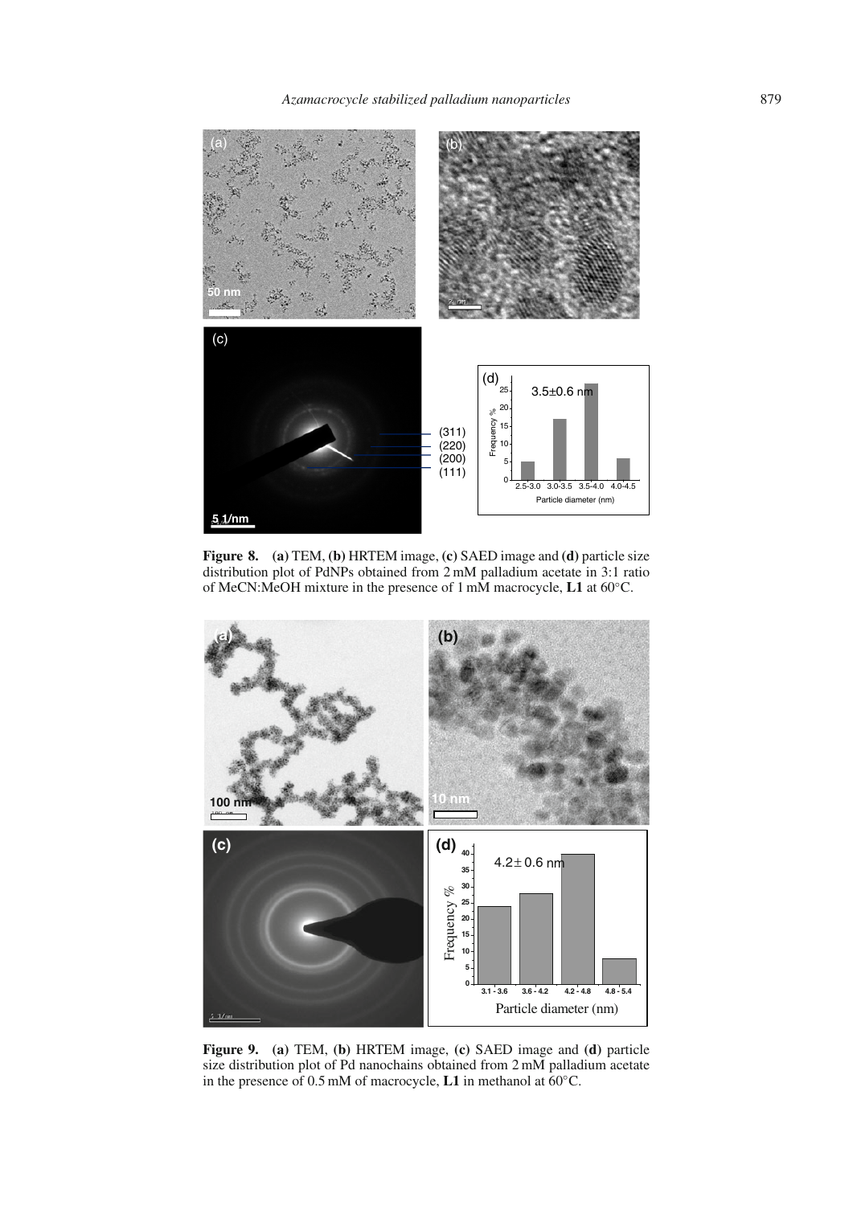**Figure 8.** (**a**) TEM, (**b**) HRTEM image, (**c**) SAED image and (**d**) particle size distribution plot of PdNPs obtained from 2 mM palladium acetate in 3:1 ratio of MeCN:MeOH mixture in the presence of 1 mM macrocycle, **L1** at 60°C.

**Figure 9.** (**a**) TEM, (**b**) HRTEM image, (**c**) SAED image and (**d**) particle size distribution plot of Pd nanochains obtained from 2 mM palladium acetate in the presence of 0.5 mM of macrocycle, **L1** in methanol at 60°C.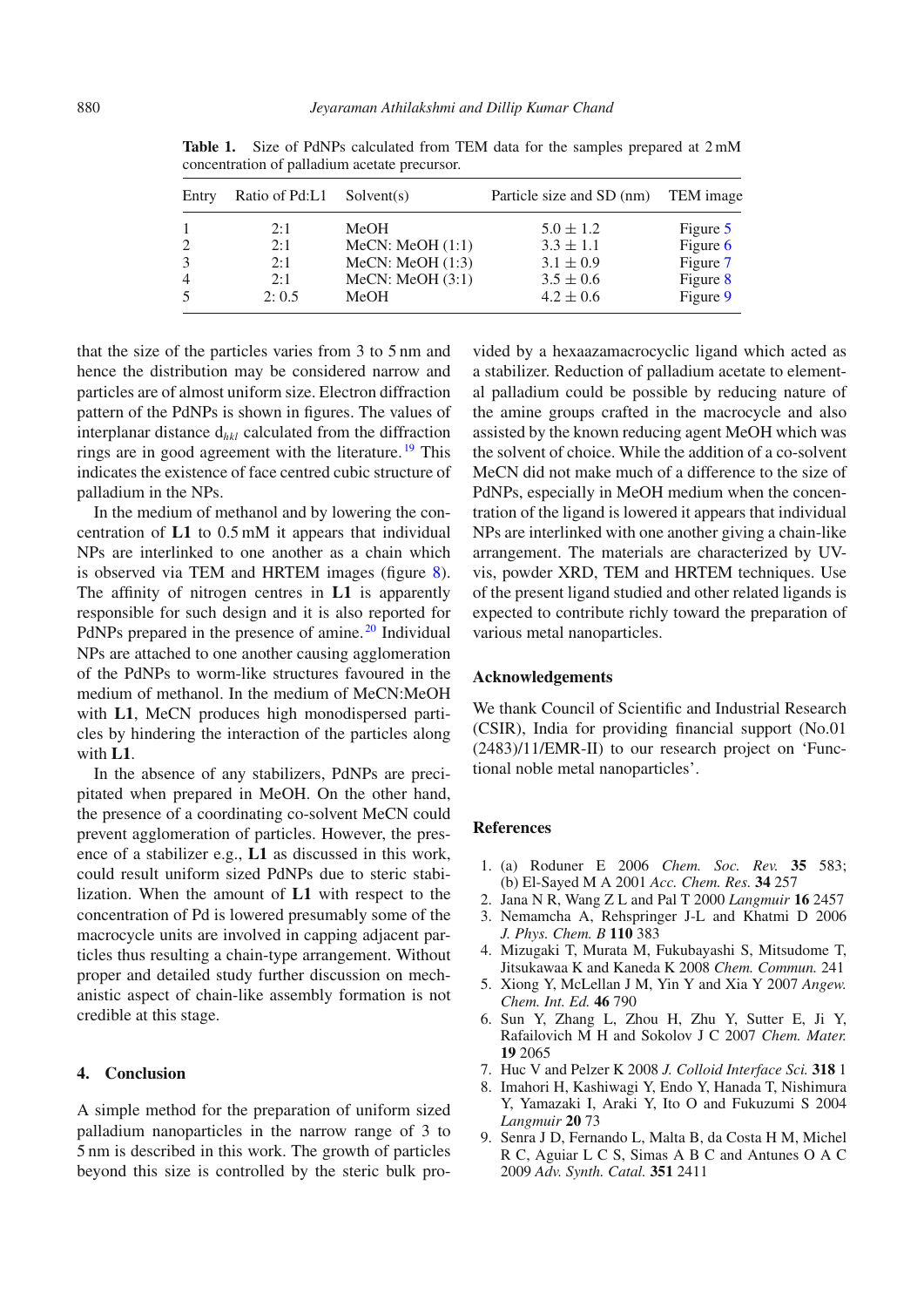**Table 1.** Size of PdNPs calculated from TEM data for the samples prepared at 2 mM concentration of palladium acetate precursor.

| Entry | Ratio of Pd:L1 | Solvent(s) | Particle size and SD (nm) | TEM image |
|---|---|---|---|---|
| 1 | 2:1 | MeOH | $5.0 \pm 1.2$ | Figure 5 |
| 2 | 2:1 | MeCN: MeOH (1:1) | $3.3 \pm 1.1$ | Figure 6 |
| 3 | 2:1 | MeCN: MeOH (1:3) | $3.1 \pm 0.9$ | Figure 7 |
| 4 | 2:1 | MeCN: MeOH (3:1) | $3.5 \pm 0.6$ | Figure 8 |
| 5 | 2: 0.5 | MeOH | $4.2 \pm 0.6$ | Figure 9 |

that the size of the particles varies from 3 to 5 nm and hence the distribution may be considered narrow and particles are of almost uniform size. Electron diffraction pattern of the PdNPs is shown in figures. The values of interplanar distance $d_{hkl}$ calculated from the diffraction rings are in good agreement with the literature.[19] This indicates the existence of face centred cubic structure of palladium in the NPs.

In the medium of methanol and by lowering the concentration of **L1** to 0.5 mM it appears that individual NPs are interlinked to one another as a chain which is observed via TEM and HRTEM images (figure 8). The affinity of nitrogen centres in **L1** is apparently responsible for such design and it is also reported for PdNPs prepared in the presence of amine.[20] Individual NPs are attached to one another causing agglomeration of the PdNPs to worm-like structures favoured in the medium of methanol. In the medium of MeCN:MeOH with **L1**, MeCN produces high monodispersed particles by hindering the interaction of the particles along with **L1**.

In the absence of any stabilizers, PdNPs are precipitated when prepared in MeOH. On the other hand, the presence of a coordinating co-solvent MeCN could prevent agglomeration of particles. However, the presence of a stabilizer e.g., **L1** as discussed in this work, could result uniform sized PdNPs due to steric stabilization. When the amount of **L1** with respect to the concentration of Pd is lowered presumably some of the macrocycle units are involved in capping adjacent particles thus resulting a chain-type arrangement. Without proper and detailed study further discussion on mechanistic aspect of chain-like assembly formation is not credible at this stage.

## 4. Conclusion

A simple method for the preparation of uniform sized palladium nanoparticles in the narrow range of 3 to 5 nm is described in this work. The growth of particles beyond this size is controlled by the steric bulk provided by a hexaazamacrocyclic ligand which acted as a stabilizer. Reduction of palladium acetate to elemental palladium could be possible by reducing nature of the amine groups crafted in the macrocycle and also assisted by the known reducing agent MeOH which was the solvent of choice. While the addition of a co-solvent MeCN did not make much of a difference to the size of PdNPs, especially in MeOH medium when the concentration of the ligand is lowered it appears that individual NPs are interlinked with one another giving a chain-like arrangement. The materials are characterized by UV-vis, powder XRD, TEM and HRTEM techniques. Use of the present ligand studied and other related ligands is expected to contribute richly toward the preparation of various metal nanoparticles.

### Acknowledgements

We thank Council of Scientific and Industrial Research (CSIR), India for providing financial support (No.01 (2483)/11/EMR-II) to our research project on 'Functional noble metal nanoparticles'.

### References

1. (a) Roduner E 2006 *Chem. Soc. Rev.* **35** 583; (b) El-Sayed M A 2001 *Acc. Chem. Res.* **34** 257
2. Jana N R, Wang Z L and Pal T 2000 *Langmuir* **16** 2457
3. Nemamcha A, Rehspringer J-L and Khatmi D 2006 *J. Phys. Chem. B* **110** 383
4. Mizugaki T, Murata M, Fukubayashi S, Mitsudome T, Jitsukawa K and Kaneda K 2008 *Chem. Commun.* 241
5. Xiong Y, McLellan J M, Yin Y and Xia Y 2007 *Angew. Chem. Int. Ed.* **46** 790
6. Sun Y, Zhang L, Zhou H, Zhu Y, Sutter E, Ji Y, Rafailovich M H and Sokolov J C 2007 *Chem. Mater.* **19** 2065
7. Huc V and Pelzer K 2008 *J. Colloid Interface Sci.* **318** 1
8. Imahori H, Kashiwagi Y, Endo Y, Hanada T, Nishimura Y, Yamazaki I, Araki Y, Ito O and Fukuzumi S 2004 *Langmuir* **20** 73
9. Senra J D, Fernando L, Malta B, da Costa H M, Michel R C, Aguiar L C S, Simas A B C and Antunes O A C 2009 *Adv. Synth. Catal.* **351** 2411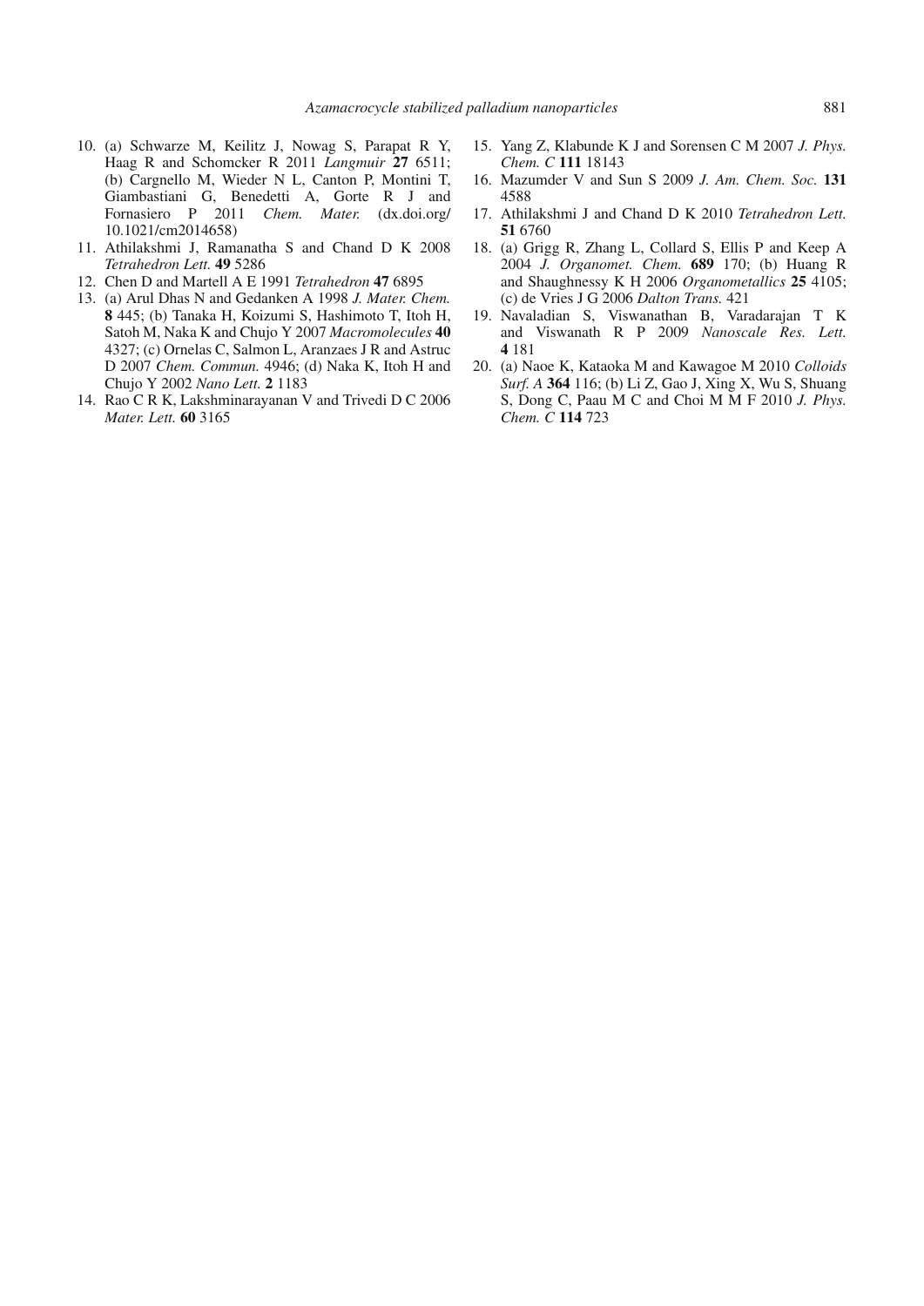10. (a) Schwarze M, Keilitz J, Nowag S, Parapat R Y, Haag R and Schomcker R 2011 *Langmuir* **27** 6511; (b) Cargnello M, Wieder N L, Canton P, Montini T, Giambastiani G, Benedetti A, Gorte R J and Fornasiero P 2011 *Chem. Mater.* (dx.doi.org/10.1021/cm2014658)
11. Athilakshmi J, Ramanatha S and Chand D K 2008 *Tetrahedron Lett.* **49** 5286
12. Chen D and Martell A E 1991 *Tetrahedron* **47** 6895
13. (a) Arul Dhas N and Gedanken A 1998 *J. Mater. Chem.* **8** 445; (b) Tanaka H, Koizumi S, Hashimoto T, Itoh H, Satoh M, Naka K and Chujo Y 2007 *Macromolecules* **40** 4327; (c) Ornelas C, Salmon L, Aranzaes J R and Astruc D 2007 *Chem. Commun.* 4946; (d) Naka K, Itoh H and Chujo Y 2002 *Nano Lett.* **2** 1183
14. Rao C R K, Lakshminarayanan V and Trivedi D C 2006 *Mater. Lett.* **60** 3165
15. Yang Z, Klabunde K J and Sorensen C M 2007 *J. Phys. Chem. C* **111** 18143
16. Mazumder V and Sun S 2009 *J. Am. Chem. Soc.* **131** 4588
17. Athilakshmi J and Chand D K 2010 *Tetrahedron Lett.* **51** 6760
18. (a) Grigg R, Zhang L, Collard S, Ellis P and Keep A 2004 *J. Organomet. Chem.* **689** 170; (b) Huang R and Shaughnessy K H 2006 *Organometallics* **25** 4105; (c) de Vries J G 2006 *Dalton Trans.* 421
19. Navaladian S, Viswanathan B, Varadarajan T K and Viswanath R P 2009 *Nanoscale Res. Lett.* **4** 181
20. (a) Naoe K, Kataoka M and Kawagoe M 2010 *Colloids Surf. A* **364** 116; (b) Li Z, Gao J, Xing X, Wu S, Shuang S, Dong C, Paau M C and Choi M M F 2010 *J. Phys. Chem. C* **114** 723